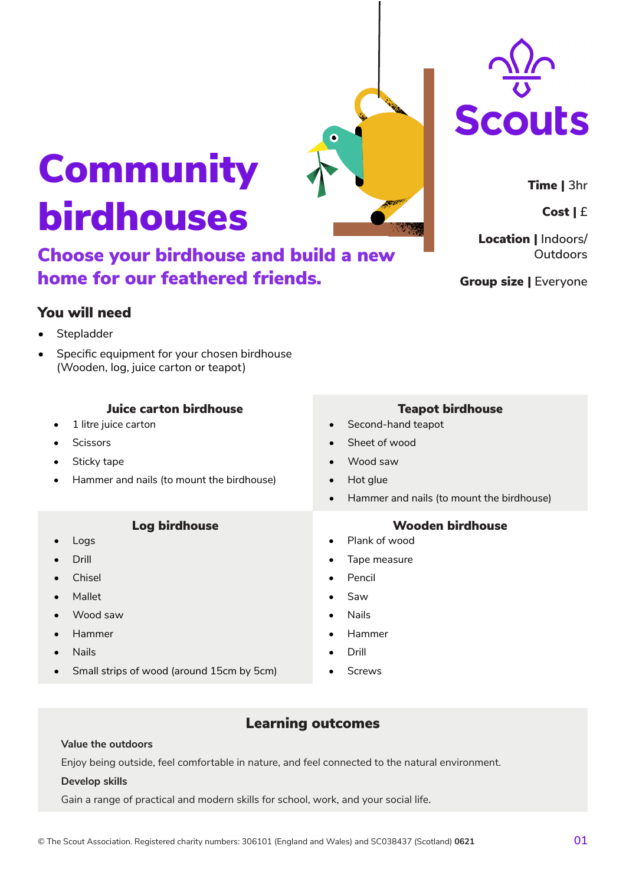# Community birdhouses

## Choose your birdhouse and build a new home for our feathered friends.

**Time |** 3hr

**Cost |** £

**Location |** Indoors/ Outdoors

**Group size |** Everyone

### You will need

- Stepladder
- Specific equipment for your chosen birdhouse (Wooden, log, juice carton or teapot)

#### Juice carton birdhouse

- 1 litre juice carton
- Scissors
- Sticky tape
- Hammer and nails (to mount the birdhouse)

#### Teapot birdhouse

- Second-hand teapot
- Sheet of wood
- Wood saw
- Hot glue
- Hammer and nails (to mount the birdhouse)

#### Log birdhouse

- Logs
- Drill
- Chisel
- Mallet
- Wood saw
- Hammer
- Nails
- Small strips of wood (around 15cm by 5cm)

#### Wooden birdhouse

- Plank of wood
- Tape measure
- Pencil
- Saw
- Nails
- Hammer
- Drill
- Screws

### Learning outcomes

**Value the outdoors**

Enjoy being outside, feel comfortable in nature, and feel connected to the natural environment.

**Develop skills**

Gain a range of practical and modern skills for school, work, and your social life.

© The Scout Association. Registered charity numbers: 306101 (England and Wales) and SC038437 (Scotland) **0621**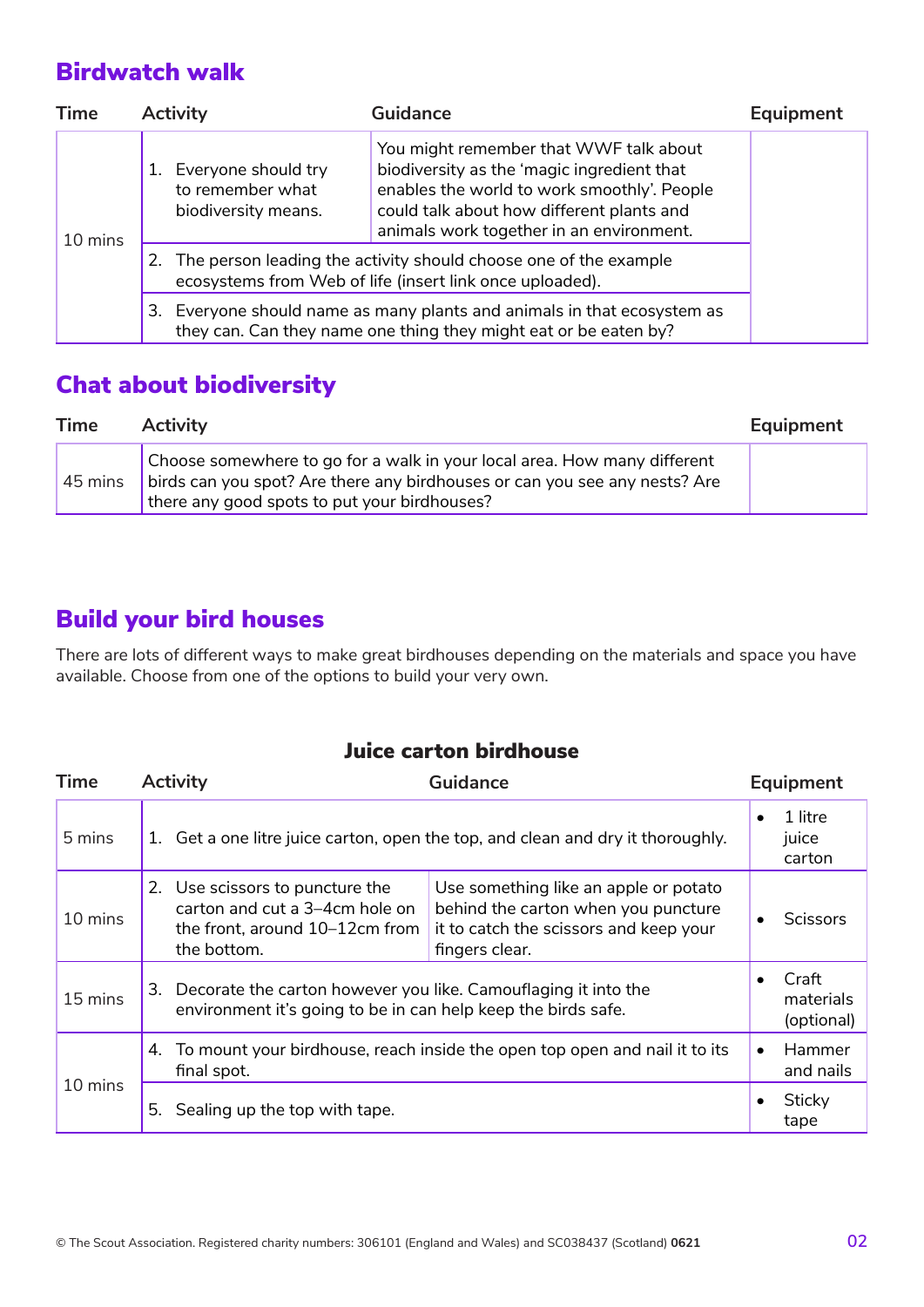## Birdwatch walk

| Time | Activity | Guidance | Equipment |
|---|---|---|---|
| 10 mins | 1. Everyone should try to remember what biodiversity means. | You might remember that WWF talk about biodiversity as the 'magic ingredient that enables the world to work smoothly'. People could talk about how different plants and animals work together in an environment. | |
| | 2. The person leading the activity should choose one of the example ecosystems from Web of life (insert link once uploaded). | | |
| | 3. Everyone should name as many plants and animals in that ecosystem as they can. Can they name one thing they might eat or be eaten by? | | |

## Chat about biodiversity

| Time | Activity | Equipment |
|---|---|---|
| 45 mins | Choose somewhere to go for a walk in your local area. How many different birds can you spot? Are there any birdhouses or can you see any nests? Are there any good spots to put your birdhouses? | |

## Build your bird houses

There are lots of different ways to make great birdhouses depending on the materials and space you have available. Choose from one of the options to build your very own.

### Juice carton birdhouse

| Time | Activity | Guidance | Equipment |
|---|---|---|---|
| 5 mins | 1. Get a one litre juice carton, open the top, and clean and dry it thoroughly. | | • 1 litre juice carton |
| 10 mins | 2. Use scissors to puncture the carton and cut a 3–4cm hole on the front, around 10–12cm from the bottom. | Use something like an apple or potato behind the carton when you puncture it to catch the scissors and keep your fingers clear. | • Scissors |
| 15 mins | 3. Decorate the carton however you like. Camouflaging it into the environment it's going to be in can help keep the birds safe. | | • Craft materials (optional) |
| 10 mins | 4. To mount your birdhouse, reach inside the open top open and nail it to its final spot. | | • Hammer and nails |
| | 5. Sealing up the top with tape. | | • Sticky tape |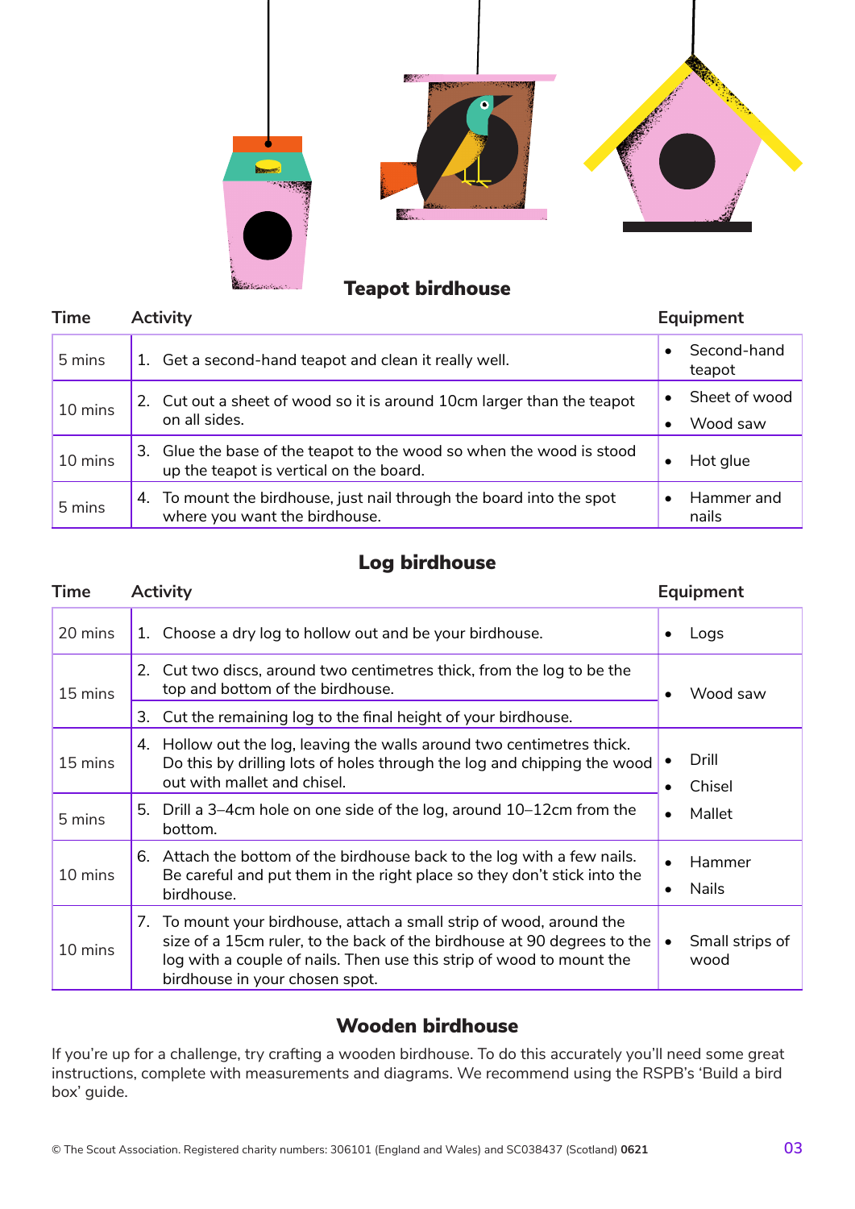## Teapot birdhouse

| Time | Activity | Equipment |
|---|---|---|
| 5 mins | 1. Get a second-hand teapot and clean it really well. | • Second-hand teapot |
| 10 mins | 2. Cut out a sheet of wood so it is around 10cm larger than the teapot on all sides. | • Sheet of wood<br>• Wood saw |
| 10 mins | 3. Glue the base of the teapot to the wood so when the wood is stood up the teapot is vertical on the board. | • Hot glue |
| 5 mins | 4. To mount the birdhouse, just nail through the board into the spot where you want the birdhouse. | • Hammer and nails |

## Log birdhouse

| Time | Activity | Equipment |
|---|---|---|
| 20 mins | 1. Choose a dry log to hollow out and be your birdhouse. | • Logs |
| 15 mins | 2. Cut two discs, around two centimetres thick, from the log to be the top and bottom of the birdhouse.<br>3. Cut the remaining log to the final height of your birdhouse. | • Wood saw |
| 15 mins | 4. Hollow out the log, leaving the walls around two centimetres thick. Do this by drilling lots of holes through the log and chipping the wood out with mallet and chisel. | • Drill<br>• Chisel<br>• Mallet |
| 5 mins | 5. Drill a 3–4cm hole on one side of the log, around 10–12cm from the bottom. | |
| 10 mins | 6. Attach the bottom of the birdhouse back to the log with a few nails. Be careful and put them in the right place so they don't stick into the birdhouse. | • Hammer<br>• Nails |
| 10 mins | 7. To mount your birdhouse, attach a small strip of wood, around the size of a 15cm ruler, to the back of the birdhouse at 90 degrees to the log with a couple of nails. Then use this strip of wood to mount the birdhouse in your chosen spot. | • Small strips of wood |

## Wooden birdhouse

If you're up for a challenge, try crafting a wooden birdhouse. To do this accurately you'll need some great instructions, complete with measurements and diagrams. We recommend using the RSPB's 'Build a bird box' guide.

© The Scout Association. Registered charity numbers: 306101 (England and Wales) and SC038437 (Scotland) **0621**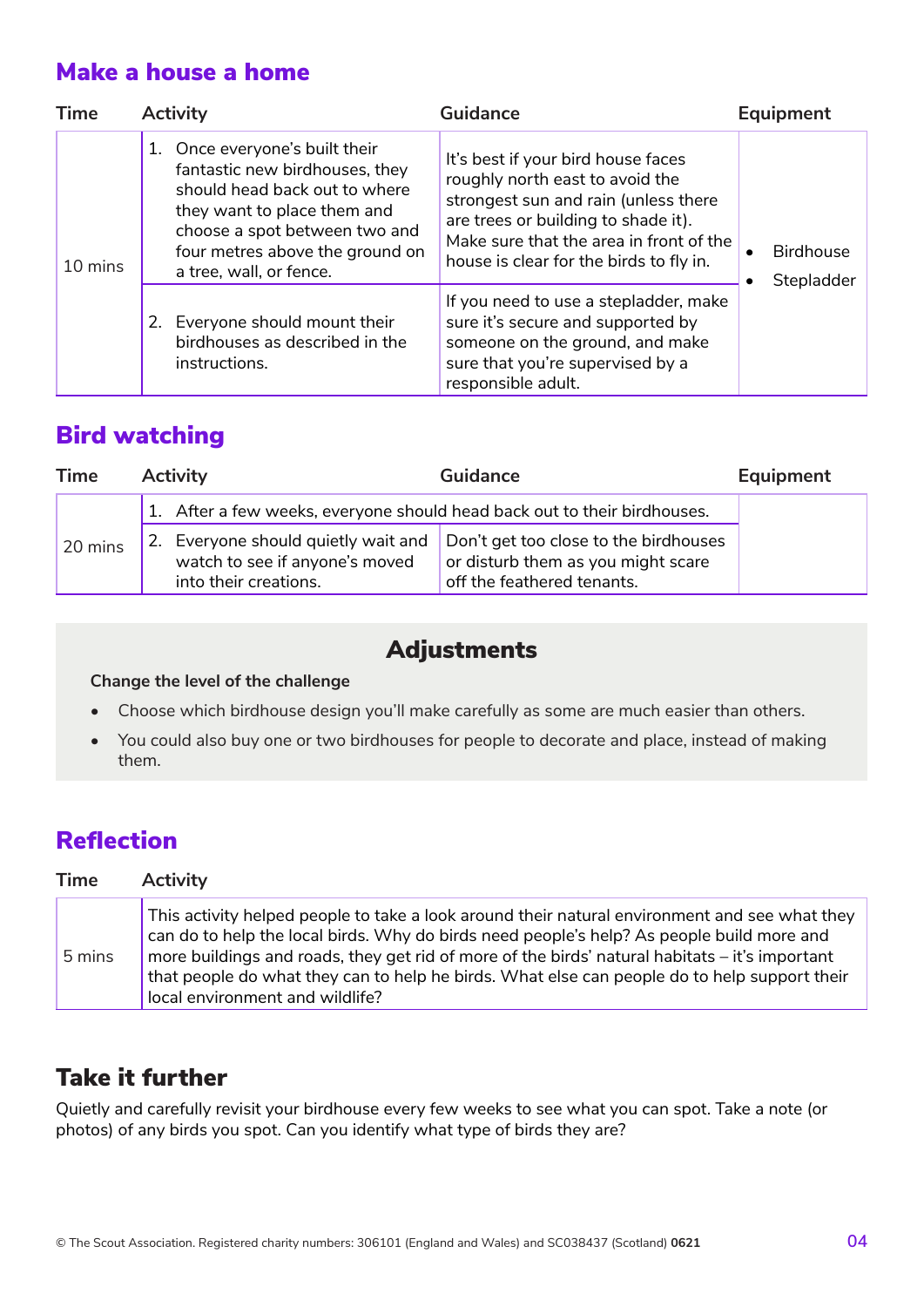## Make a house a home

| Time | Activity | Guidance | Equipment |
|---|---|---|---|
| 10 mins | 1. Once everyone's built their fantastic new birdhouses, they should head back out to where they want to place them and choose a spot between two and four metres above the ground on a tree, wall, or fence. | It's best if your bird house faces roughly north east to avoid the strongest sun and rain (unless there are trees or building to shade it). Make sure that the area in front of the house is clear for the birds to fly in. | • Birdhouse<br>• Stepladder |
| | 2. Everyone should mount their birdhouses as described in the instructions. | If you need to use a stepladder, make sure it's secure and supported by someone on the ground, and make sure that you're supervised by a responsible adult. | |

## Bird watching

| Time | Activity | Guidance | Equipment |
|---|---|---|---|
| 20 mins | 1. After a few weeks, everyone should head back out to their birdhouses. | | |
| | 2. Everyone should quietly wait and watch to see if anyone's moved into their creations. | Don't get too close to the birdhouses or disturb them as you might scare off the feathered tenants. | |

## Adjustments

**Change the level of the challenge**

- Choose which birdhouse design you'll make carefully as some are much easier than others.
- You could also buy one or two birdhouses for people to decorate and place, instead of making them.

## Reflection

| Time | Activity |
|---|---|
| 5 mins | This activity helped people to take a look around their natural environment and see what they can do to help the local birds. Why do birds need people's help? As people build more and more buildings and roads, they get rid of more of the birds' natural habitats – it's important that people do what they can to help he birds. What else can people do to help support their local environment and wildlife? |

## Take it further

Quietly and carefully revisit your birdhouse every few weeks to see what you can spot. Take a note (or photos) of any birds you spot. Can you identify what type of birds they are?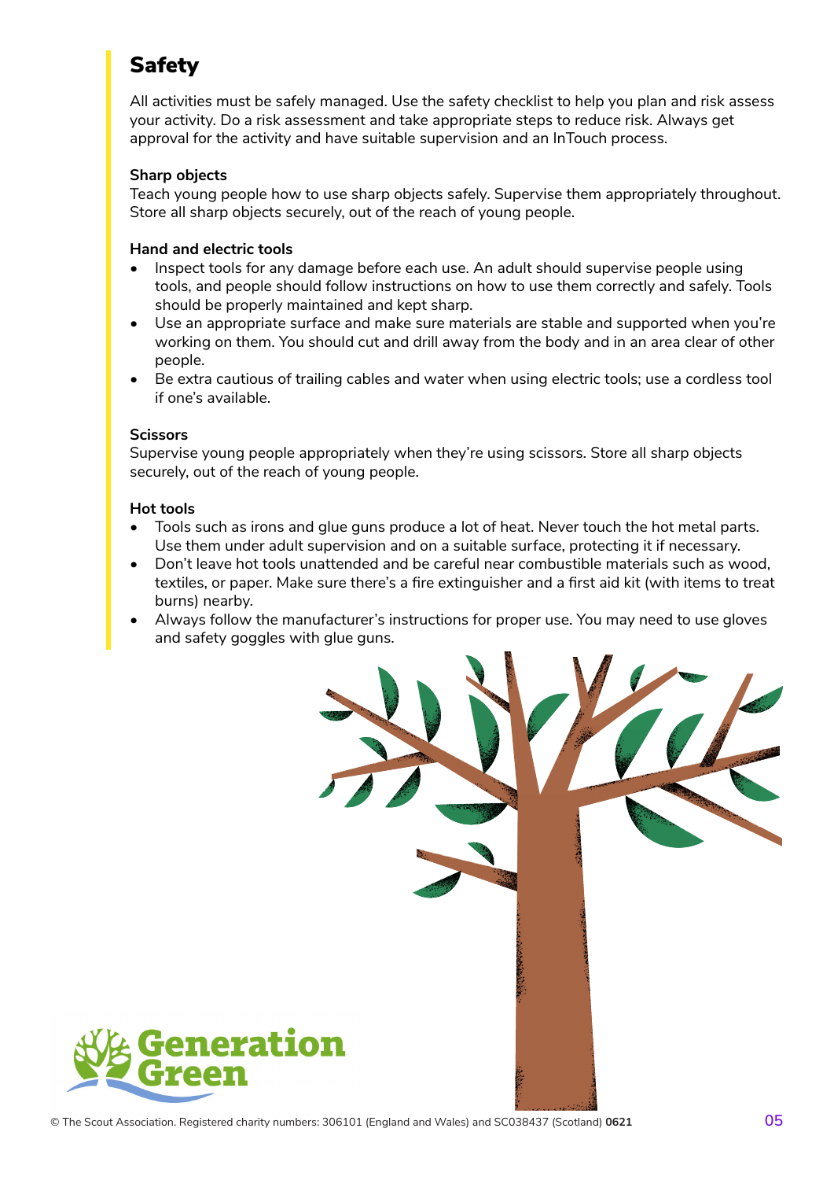## Safety

All activities must be safely managed. Use the safety checklist to help you plan and risk assess your activity. Do a risk assessment and take appropriate steps to reduce risk. Always get approval for the activity and have suitable supervision and an InTouch process.

**Sharp objects**
Teach young people how to use sharp objects safely. Supervise them appropriately throughout. Store all sharp objects securely, out of the reach of young people.

**Hand and electric tools**

- Inspect tools for any damage before each use. An adult should supervise people using tools, and people should follow instructions on how to use them correctly and safely. Tools should be properly maintained and kept sharp.
- Use an appropriate surface and make sure materials are stable and supported when you're working on them. You should cut and drill away from the body and in an area clear of other people.
- Be extra cautious of trailing cables and water when using electric tools; use a cordless tool if one's available.

**Scissors**
Supervise young people appropriately when they're using scissors. Store all sharp objects securely, out of the reach of young people.

**Hot tools**

- Tools such as irons and glue guns produce a lot of heat. Never touch the hot metal parts. Use them under adult supervision and on a suitable surface, protecting it if necessary.
- Don't leave hot tools unattended and be careful near combustible materials such as wood, textiles, or paper. Make sure there's a fire extinguisher and a first aid kit (with items to treat burns) nearby.
- Always follow the manufacturer's instructions for proper use. You may need to use gloves and safety goggles with glue guns.

Generation Green

© The Scout Association. Registered charity numbers: 306101 (England and Wales) and SC038437 (Scotland) **0621**